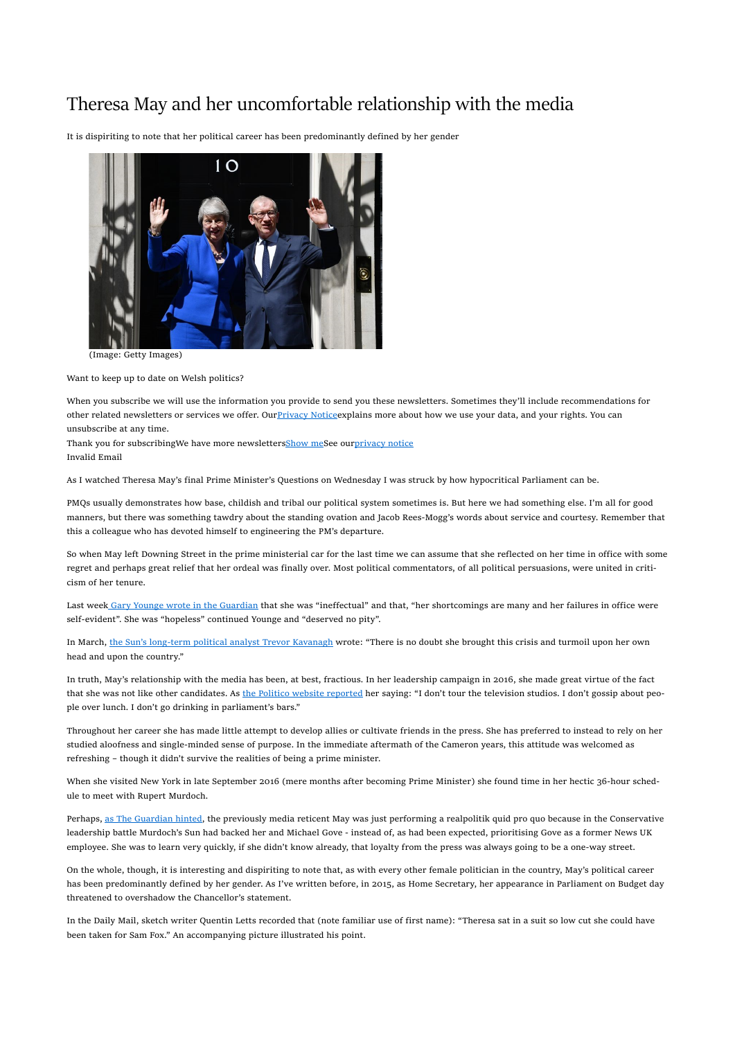# Theresa May and her uncomfortable relationship with the media

It is dispiriting to note that her political career has been predominantly defined by her gender

(Image: Getty Images)

Want to keep up to date on Welsh politics?

When you subscribe we will use the information you provide to send you these newsletters. Sometimes they'll include recommendations for other related newsletters or services we offer. OurPrivacy Noticeexplains more about how we use your data, and your rights. You can unsubscribe at any time.

Thank you for subscribingWe have more newslettersShow meSee ourprivacy notice

Invalid Email

As I watched Theresa May's final Prime Minister's Questions on Wednesday I was struck by how hypocritical Parliament can be.

PMQs usually demonstrates how base, childish and tribal our political system sometimes is. But here we had something else. I'm all for good manners, but there was something tawdry about the standing ovation and Jacob Rees-Mogg's words about service and courtesy. Remember that this a colleague who has devoted himself to engineering the PM's departure.

So when May left Downing Street in the prime ministerial car for the last time we can assume that she reflected on her time in office with some regret and perhaps great relief that her ordeal was finally over. Most political commentators, of all political persuasions, were united in criticism of her tenure.

Last week Gary Younge wrote in the Guardian that she was "ineffectual" and that, "her shortcomings are many and her failures in office were self-evident". She was "hopeless" continued Younge and "deserved no pity".

In March, the Sun's long-term political analyst Trevor Kavanagh wrote: "There is no doubt she brought this crisis and turmoil upon her own head and upon the country."

In truth, May's relationship with the media has been, at best, fractious. In her leadership campaign in 2016, she made great virtue of the fact that she was not like other candidates. As the Politico website reported her saying: "I don't tour the television studios. I don't gossip about people over lunch. I don't go drinking in parliament's bars."

Throughout her career she has made little attempt to develop allies or cultivate friends in the press. She has preferred to instead to rely on her studied aloofness and single-minded sense of purpose. In the immediate aftermath of the Cameron years, this attitude was welcomed as refreshing – though it didn't survive the realities of being a prime minister.

When she visited New York in late September 2016 (mere months after becoming Prime Minister) she found time in her hectic 36-hour schedule to meet with Rupert Murdoch.

Perhaps, as The Guardian hinted, the previously media reticent May was just performing a realpolitik quid pro quo because in the Conservative leadership battle Murdoch's Sun had backed her and Michael Gove - instead of, as had been expected, prioritising Gove as a former News UK employee. She was to learn very quickly, if she didn't know already, that loyalty from the press was always going to be a one-way street.

On the whole, though, it is interesting and dispiriting to note that, as with every other female politician in the country, May's political career has been predominantly defined by her gender. As I've written before, in 2015, as Home Secretary, her appearance in Parliament on Budget day threatened to overshadow the Chancellor's statement.

In the Daily Mail, sketch writer Quentin Letts recorded that (note familiar use of first name): "Theresa sat in a suit so low cut she could have been taken for Sam Fox." An accompanying picture illustrated his point.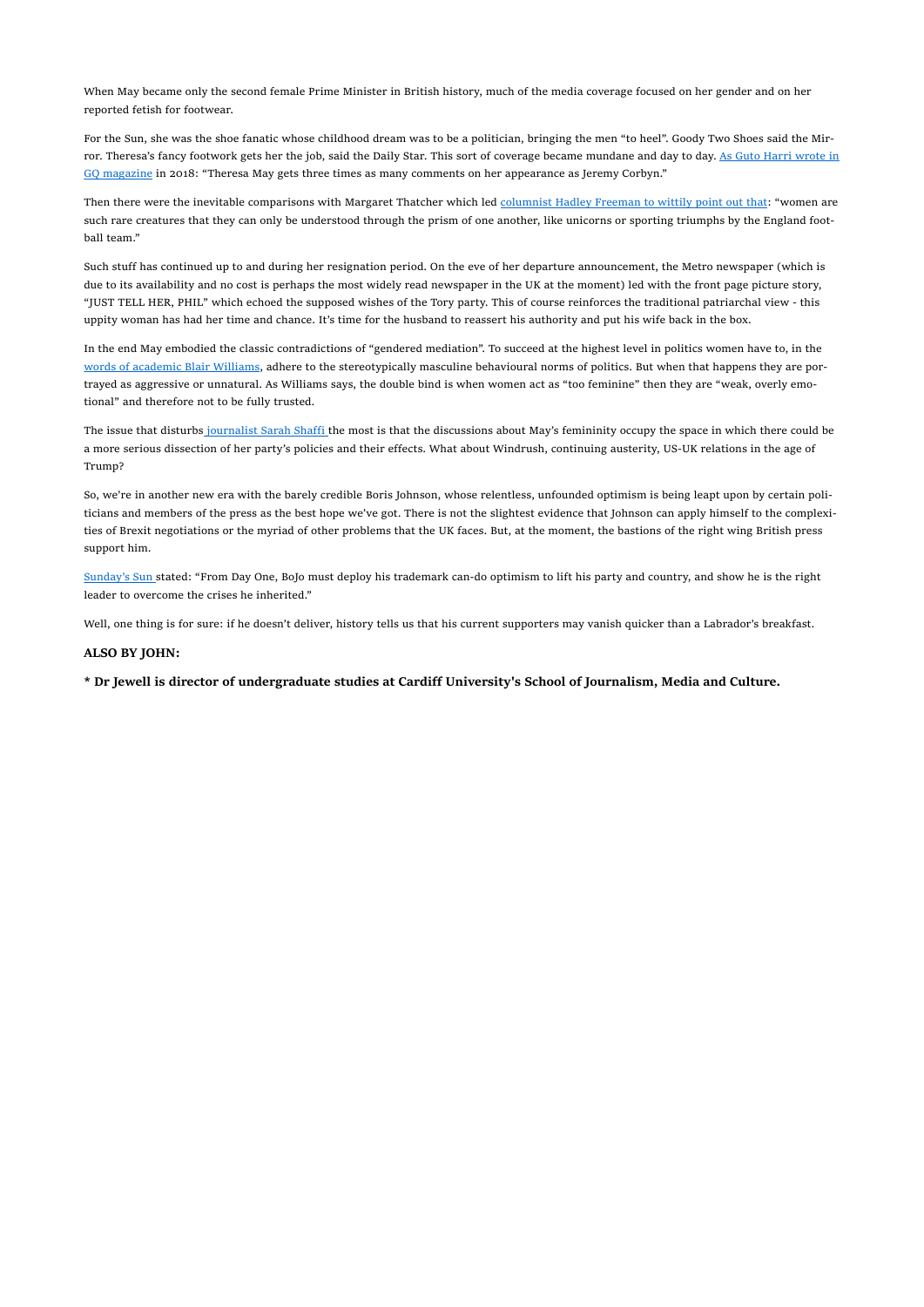When May became only the second female Prime Minister in British history, much of the media coverage focused on her gender and on her reported fetish for footwear.

For the Sun, she was the shoe fanatic whose childhood dream was to be a politician, bringing the men "to heel". Goody Two Shoes said the Mirror. Theresa's fancy footwork gets her the job, said the Daily Star. This sort of coverage became mundane and day to day. As Guto Harri wrote in GQ magazine in 2018: "Theresa May gets three times as many comments on her appearance as Jeremy Corbyn."

Then there were the inevitable comparisons with Margaret Thatcher which led columnist Hadley Freeman to wittily point out that: "women are such rare creatures that they can only be understood through the prism of one another, like unicorns or sporting triumphs by the England football team."

Such stuff has continued up to and during her resignation period. On the eve of her departure announcement, the Metro newspaper (which is due to its availability and no cost is perhaps the most widely read newspaper in the UK at the moment) led with the front page picture story, "JUST TELL HER, PHIL" which echoed the supposed wishes of the Tory party. This of course reinforces the traditional patriarchal view - this uppity woman has had her time and chance. It's time for the husband to reassert his authority and put his wife back in the box.

In the end May embodied the classic contradictions of "gendered mediation". To succeed at the highest level in politics women have to, in the words of academic Blair Williams, adhere to the stereotypically masculine behavioural norms of politics. But when that happens they are portrayed as aggressive or unnatural. As Williams says, the double bind is when women act as "too feminine" then they are "weak, overly emotional" and therefore not to be fully trusted.

The issue that disturbs journalist Sarah Shaffi the most is that the discussions about May's femininity occupy the space in which there could be a more serious dissection of her party's policies and their effects. What about Windrush, continuing austerity, US-UK relations in the age of Trump?

So, we're in another new era with the barely credible Boris Johnson, whose relentless, unfounded optimism is being leapt upon by certain politicians and members of the press as the best hope we've got. There is not the slightest evidence that Johnson can apply himself to the complexities of Brexit negotiations or the myriad of other problems that the UK faces. But, at the moment, the bastions of the right wing British press support him.

Sunday's Sun stated: "From Day One, BoJo must deploy his trademark can-do optimism to lift his party and country, and show he is the right leader to overcome the crises he inherited."

Well, one thing is for sure: if he doesn't deliver, history tells us that his current supporters may vanish quicker than a Labrador's breakfast.

**ALSO BY JOHN:**

**\* Dr Jewell is director of undergraduate studies at Cardiff University's School of Journalism, Media and Culture.**